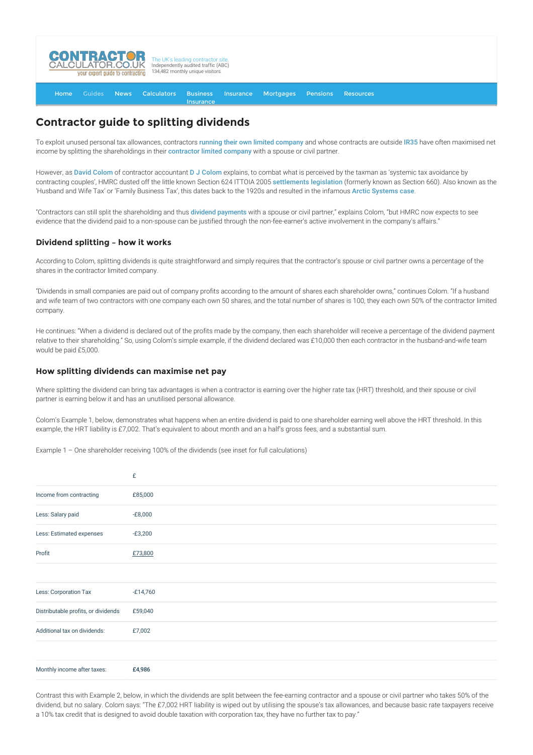# Contractor guide to splitting dividends

To exploit unused personal tax allowances, contractors running their own limited company and whose contracts are outside IR35 have often maximised net income by splitting the shareholdings in their contractor limited company with a spouse or civil partner.

However, as David Colom of contractor accountant D J Colom explains, to combat what is perceived by the taxman as 'systemic tax avoidance by contracting couples', HMRC dusted off the little known Section 624 ITTOIA 2005 settlements legislation (formerly known as Section 660). Also known as the 'Husband and Wife Tax' or 'Family Business Tax', this dates back to the 1920s and resulted in the infamous Arctic Systems case.

"Contractors can still split the shareholding and thus dividend payments with a spouse or civil partner," explains Colom, "but HMRC now expects to see evidence that the dividend paid to a non-spouse can be justified through the non-fee-earner's active involvement in the company's affairs."

### Dividend splitting – how it works

According to Colom, splitting dividends is quite straightforward and simply requires that the contractor's spouse or civil partner owns a percentage of the shares in the contractor limited company.

"Dividends in small companies are paid out of company profits according to the amount of shares each shareholder owns," continues Colom. "If a husband and wife team of two contractors with one company each own 50 shares, and the total number of shares is 100, they each own 50% of the contractor limited company.

He continues: "When a dividend is declared out of the profits made by the company, then each shareholder will receive a percentage of the dividend payment relative to their shareholding." So, using Colom's simple example, if the dividend declared was £10,000 then each contractor in the husband-and-wife team would be paid £5,000.

### How splitting dividends can maximise net pay

Where splitting the dividend can bring tax advantages is when a contractor is earning over the higher rate tax (HRT) threshold, and their spouse or civil partner is earning below it and has an unutilised personal allowance.

Colom's Example 1, below, demonstrates what happens when an entire dividend is paid to one shareholder earning well above the HRT threshold. In this example, the HRT liability is £7,002. That's equivalent to about month and an a half's gross fees, and a substantial sum.

Example 1 – One shareholder receiving 100% of the dividends (see inset for full calculations)

| | £ |
|---|---|
| Income from contracting | £85,000 |
| Less: Salary paid | -£8,000 |
| Less: Estimated expenses | -£3,200 |
| Profit | £73,800 |
| | |
| Less: Corporation Tax | -£14,760 |
| Distributable profits, or dividends | £59,040 |
| Additional tax on dividends: | £7,002 |
| | |
| Monthly income after taxes: | **£4,986** |

Contrast this with Example 2, below, in which the dividends are split between the fee-earning contractor and a spouse or civil partner who takes 50% of the dividend, but no salary. Colom says: "The £7,002 HRT liability is wiped out by utilising the spouse's tax allowances, and because basic rate taxpayers receive a 10% tax credit that is designed to avoid double taxation with corporation tax, they have no further tax to pay."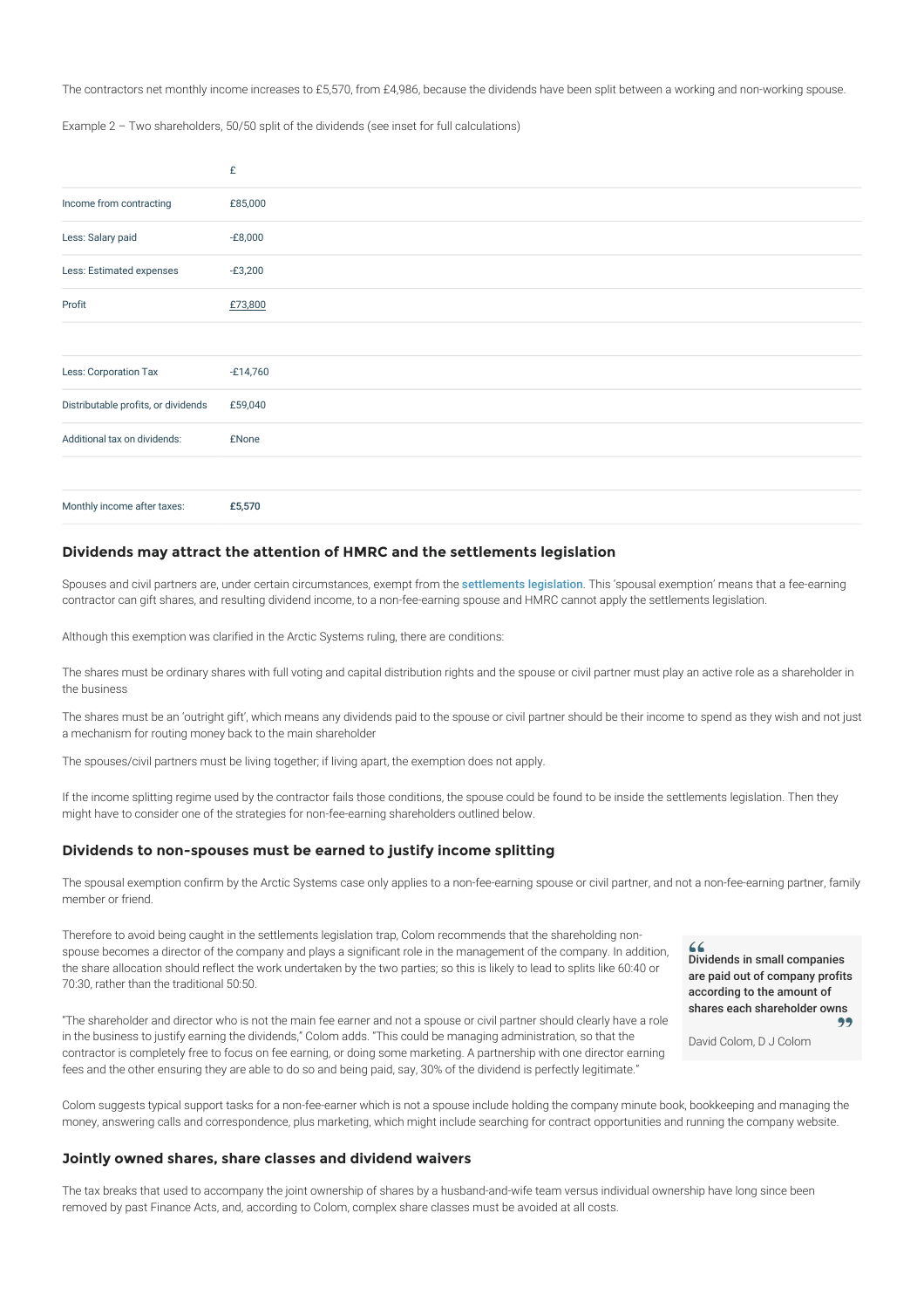The contractors net monthly income increases to £5,570, from £4,986, because the dividends have been split between a working and non-working spouse.

Example 2 – Two shareholders, 50/50 split of the dividends (see inset for full calculations)

| | £ |
|---|---|
| Income from contracting | £85,000 |
| Less: Salary paid | -£8,000 |
| Less: Estimated expenses | -£3,200 |
| Profit | £73,800 |
| | |
| Less: Corporation Tax | -£14,760 |
| Distributable profits, or dividends | £59,040 |
| Additional tax on dividends: | £None |
| | |
| Monthly income after taxes: | **£5,570** |

### Dividends may attract the attention of HMRC and the settlements legislation

Spouses and civil partners are, under certain circumstances, exempt from the settlements legislation. This 'spousal exemption' means that a fee-earning contractor can gift shares, and resulting dividend income, to a non-fee-earning spouse and HMRC cannot apply the settlements legislation.

Although this exemption was clarified in the Arctic Systems ruling, there are conditions:

The shares must be ordinary shares with full voting and capital distribution rights and the spouse or civil partner must play an active role as a shareholder in the business

The shares must be an 'outright gift', which means any dividends paid to the spouse or civil partner should be their income to spend as they wish and not just a mechanism for routing money back to the main shareholder

The spouses/civil partners must be living together; if living apart, the exemption does not apply.

If the income splitting regime used by the contractor fails those conditions, the spouse could be found to be inside the settlements legislation. Then they might have to consider one of the strategies for non-fee-earning shareholders outlined below.

### Dividends to non-spouses must be earned to justify income splitting

The spousal exemption confirm by the Arctic Systems case only applies to a non-fee-earning spouse or civil partner, and not a non-fee-earning partner, family member or friend.

Therefore to avoid being caught in the settlements legislation trap, Colom recommends that the shareholding non-spouse becomes a director of the company and plays a significant role in the management of the company. In addition, the share allocation should reflect the work undertaken by the two parties; so this is likely to lead to splits like 60:40 or 70:30, rather than the traditional 50:50.

> **Dividends in small companies are paid out of company profits according to the amount of shares each shareholder owns**
>
> David Colom, D J Colom

"The shareholder and director who is not the main fee earner and not a spouse or civil partner should clearly have a role in the business to justify earning the dividends," Colom adds. "This could be managing administration, so that the contractor is completely free to focus on fee earning, or doing some marketing. A partnership with one director earning fees and the other ensuring they are able to do so and being paid, say, 30% of the dividend is perfectly legitimate."

Colom suggests typical support tasks for a non-fee-earner which is not a spouse include holding the company minute book, bookkeeping and managing the money, answering calls and correspondence, plus marketing, which might include searching for contract opportunities and running the company website.

### Jointly owned shares, share classes and dividend waivers

The tax breaks that used to accompany the joint ownership of shares by a husband-and-wife team versus individual ownership have long since been removed by past Finance Acts, and, according to Colom, complex share classes must be avoided at all costs.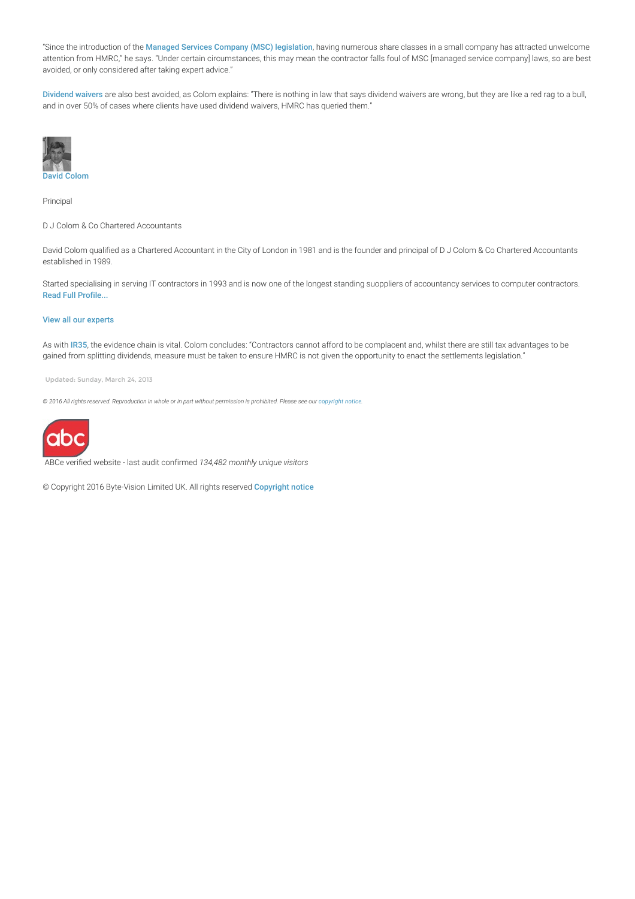"Since the introduction of the Managed Services Company (MSC) legislation, having numerous share classes in a small company has attracted unwelcome attention from HMRC," he says. "Under certain circumstances, this may mean the contractor falls foul of MSC [managed service company] laws, so are best avoided, or only considered after taking expert advice."

Dividend waivers are also best avoided, as Colom explains: "There is nothing in law that says dividend waivers are wrong, but they are like a red rag to a bull, and in over 50% of cases where clients have used dividend waivers, HMRC has queried them."

David Colom

Principal

D J Colom & Co Chartered Accountants

David Colom qualified as a Chartered Accountant in the City of London in 1981 and is the founder and principal of D J Colom & Co Chartered Accountants established in 1989.

Started specialising in serving IT contractors in 1993 and is now one of the longest standing suoppliers of accountancy services to computer contractors. Read Full Profile...

View all our experts

As with IR35, the evidence chain is vital. Colom concludes: "Contractors cannot afford to be complacent and, whilst there are still tax advantages to be gained from splitting dividends, measure must be taken to ensure HMRC is not given the opportunity to enact the settlements legislation."

Updated: Sunday, March 24, 2013

*© 2016 All rights reserved. Reproduction in whole or in part without permission is prohibited. Please see our copyright notice.*

ABCe verified website - last audit confirmed *134,482 monthly unique visitors*

© Copyright 2016 Byte-Vision Limited UK. All rights reserved Copyright notice